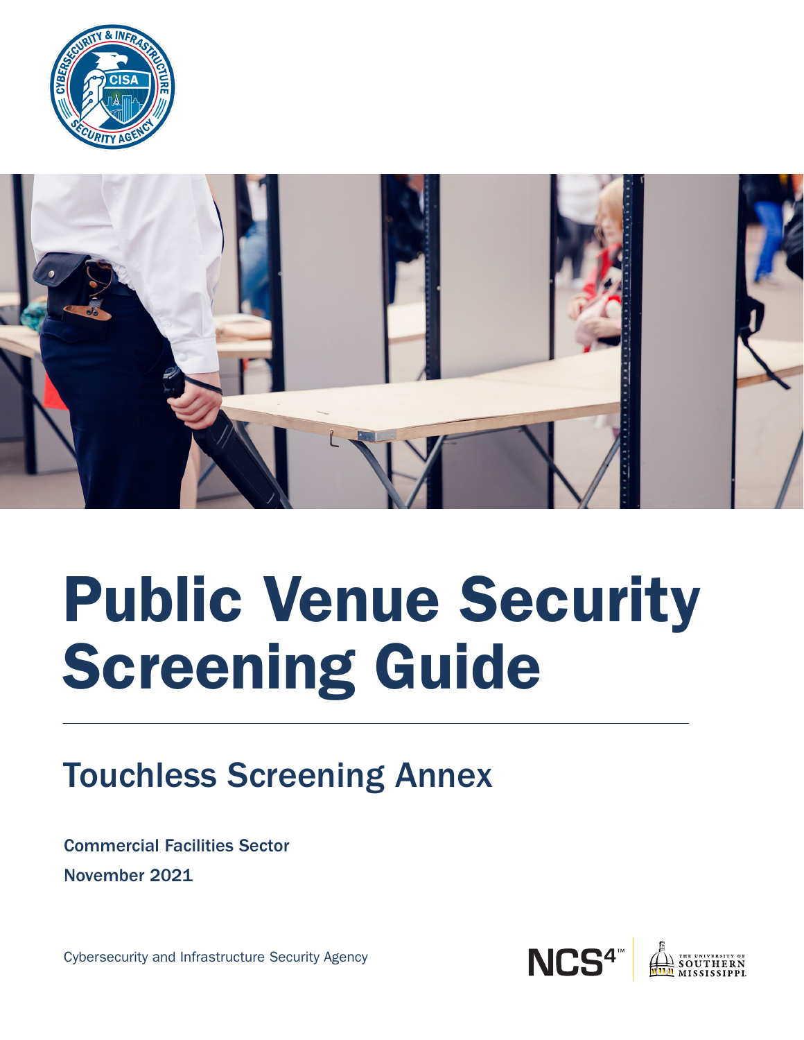# Public Venue Security Screening Guide

## Touchless Screening Annex

Commercial Facilities Sector

November 2021

Cybersecurity and Infrastructure Security Agency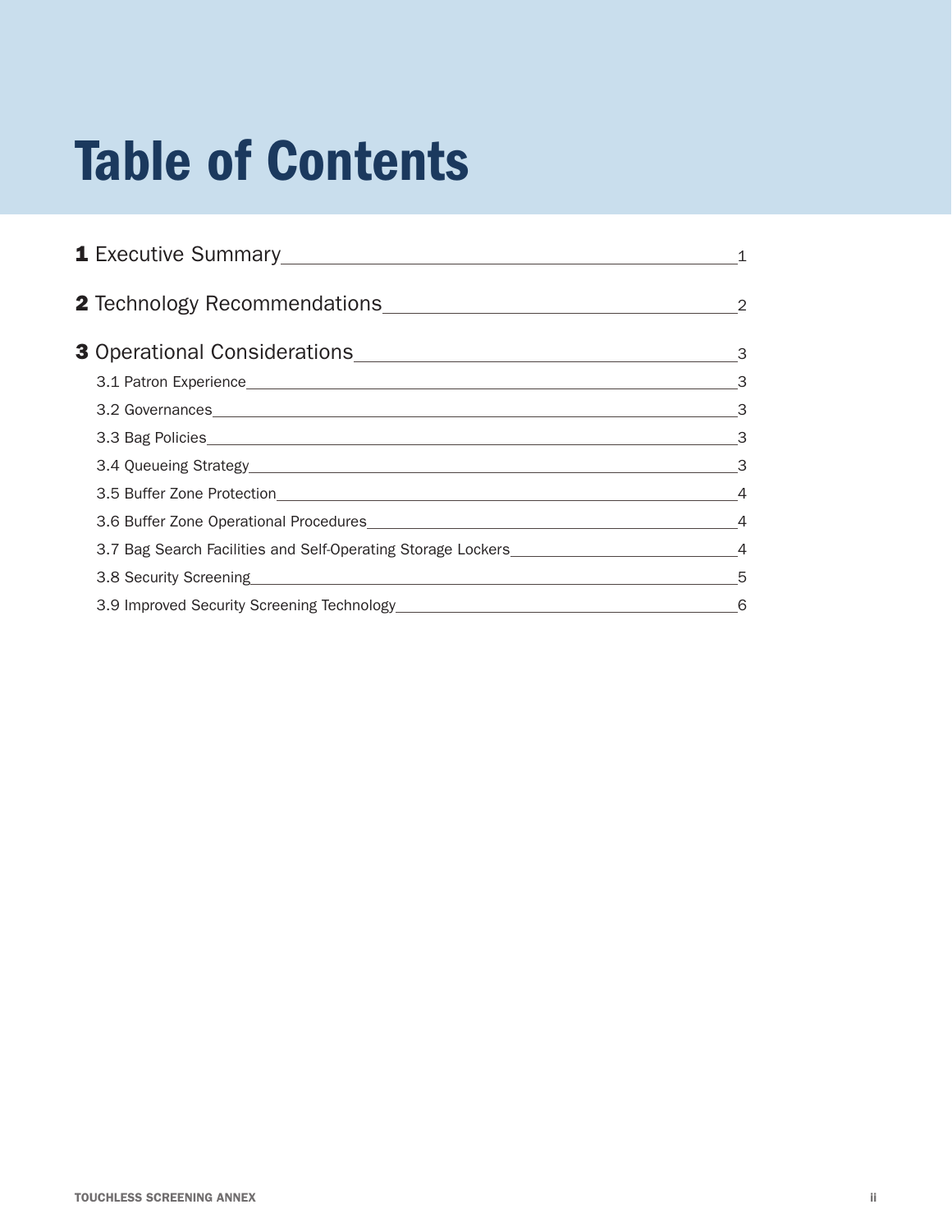# Table of Contents

**1** Executive Summary — 1

**2** Technology Recommendations — 2

**3** Operational Considerations — 3

- 3.1 Patron Experience — 3
- 3.2 Governances — 3
- 3.3 Bag Policies — 3
- 3.4 Queueing Strategy — 3
- 3.5 Buffer Zone Protection — 4
- 3.6 Buffer Zone Operational Procedures — 4
- 3.7 Bag Search Facilities and Self-Operating Storage Lockers — 4
- 3.8 Security Screening — 5
- 3.9 Improved Security Screening Technology — 6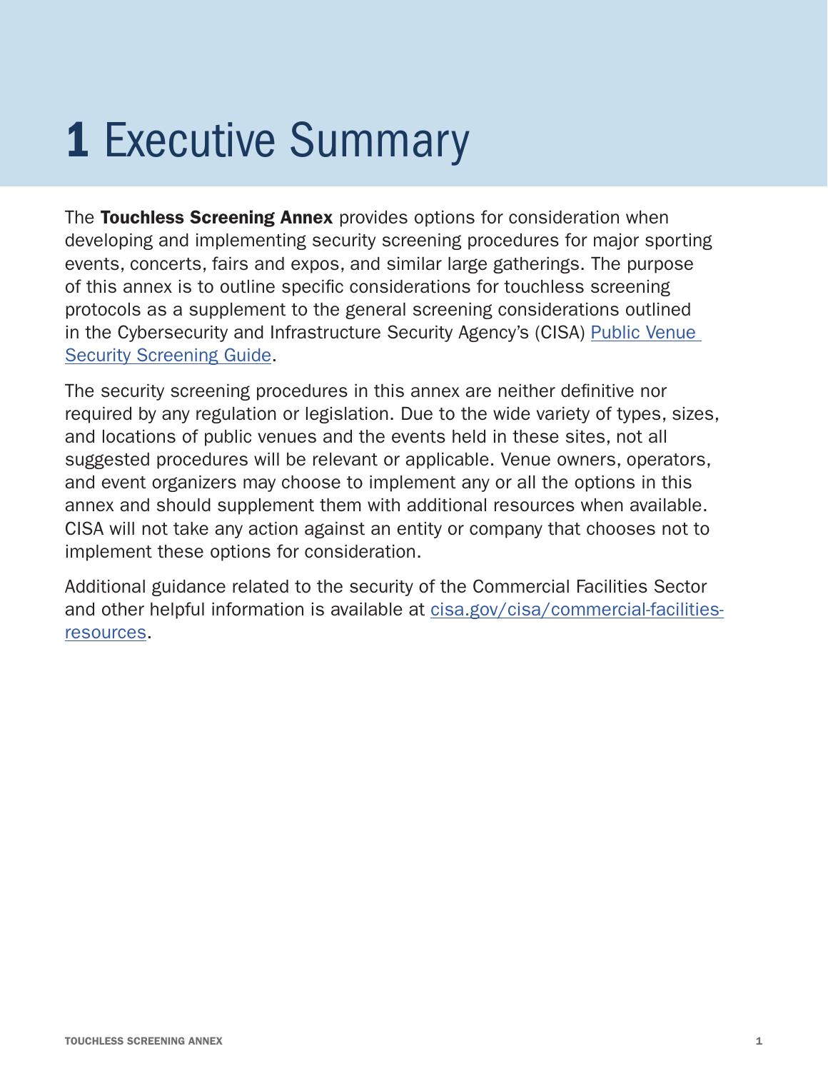# 1 Executive Summary

The **Touchless Screening Annex** provides options for consideration when developing and implementing security screening procedures for major sporting events, concerts, fairs and expos, and similar large gatherings. The purpose of this annex is to outline specific considerations for touchless screening protocols as a supplement to the general screening considerations outlined in the Cybersecurity and Infrastructure Security Agency's (CISA) Public Venue Security Screening Guide.

The security screening procedures in this annex are neither definitive nor required by any regulation or legislation. Due to the wide variety of types, sizes, and locations of public venues and the events held in these sites, not all suggested procedures will be relevant or applicable. Venue owners, operators, and event organizers may choose to implement any or all the options in this annex and should supplement them with additional resources when available. CISA will not take any action against an entity or company that chooses not to implement these options for consideration.

Additional guidance related to the security of the Commercial Facilities Sector and other helpful information is available at cisa.gov/cisa/commercial-facilities-resources.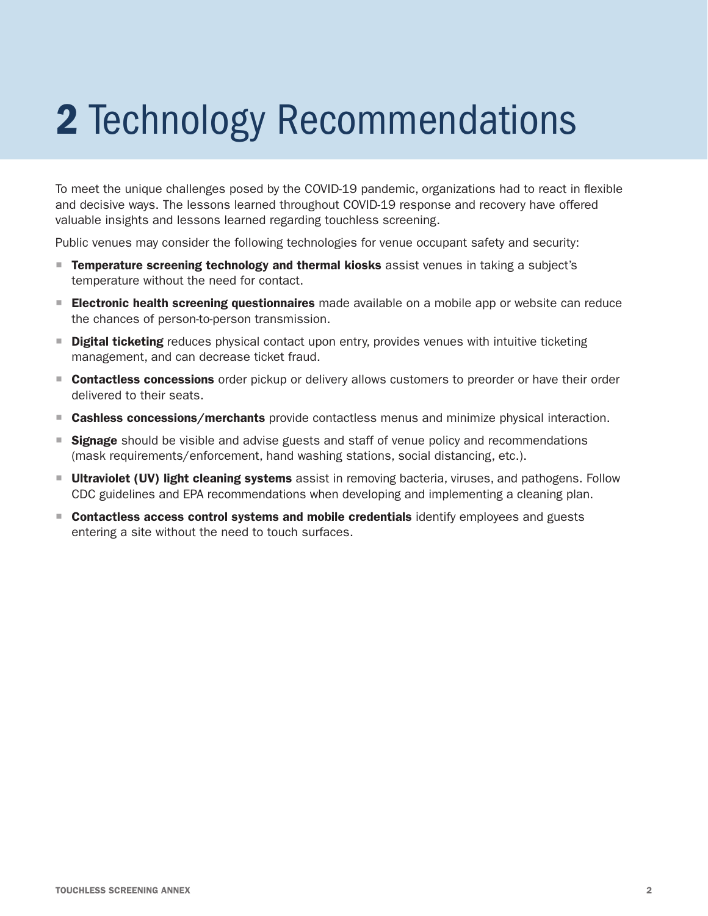# 2 Technology Recommendations

To meet the unique challenges posed by the COVID-19 pandemic, organizations had to react in flexible and decisive ways. The lessons learned throughout COVID-19 response and recovery have offered valuable insights and lessons learned regarding touchless screening.

Public venues may consider the following technologies for venue occupant safety and security:

- **Temperature screening technology and thermal kiosks** assist venues in taking a subject's temperature without the need for contact.
- **Electronic health screening questionnaires** made available on a mobile app or website can reduce the chances of person-to-person transmission.
- **Digital ticketing** reduces physical contact upon entry, provides venues with intuitive ticketing management, and can decrease ticket fraud.
- **Contactless concessions** order pickup or delivery allows customers to preorder or have their order delivered to their seats.
- **Cashless concessions/merchants** provide contactless menus and minimize physical interaction.
- **Signage** should be visible and advise guests and staff of venue policy and recommendations (mask requirements/enforcement, hand washing stations, social distancing, etc.).
- **Ultraviolet (UV) light cleaning systems** assist in removing bacteria, viruses, and pathogens. Follow CDC guidelines and EPA recommendations when developing and implementing a cleaning plan.
- **Contactless access control systems and mobile credentials** identify employees and guests entering a site without the need to touch surfaces.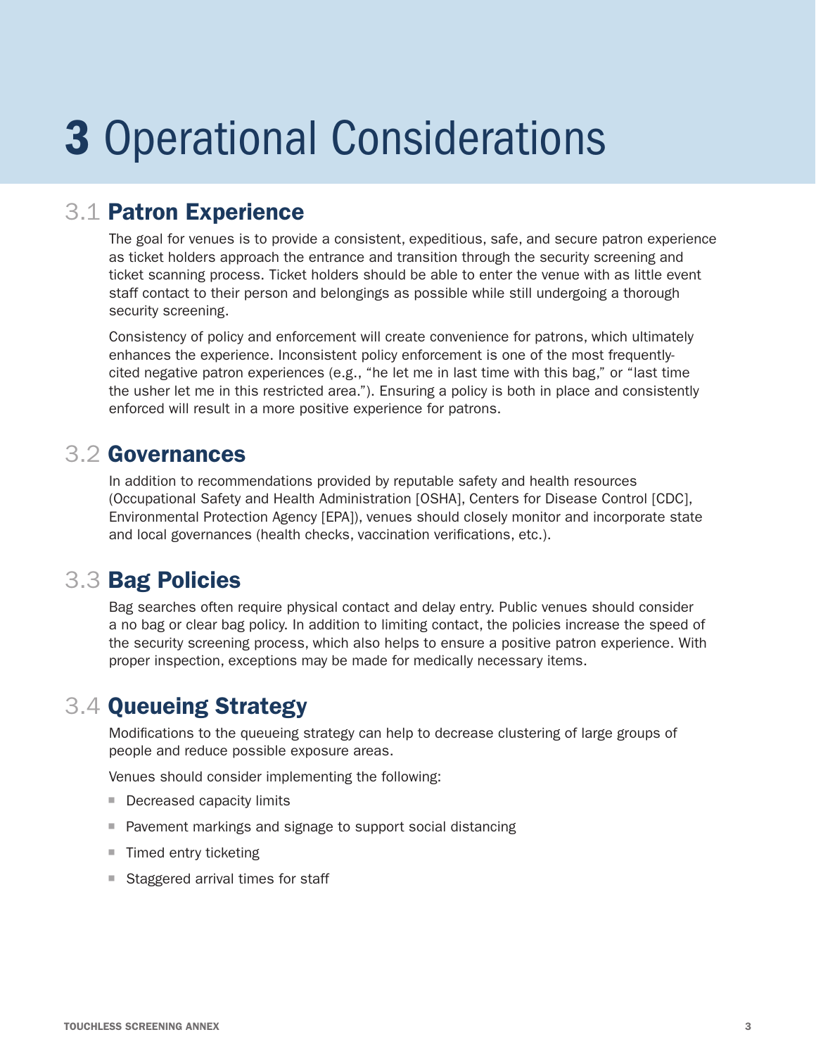# 3 Operational Considerations

## 3.1 Patron Experience

The goal for venues is to provide a consistent, expeditious, safe, and secure patron experience as ticket holders approach the entrance and transition through the security screening and ticket scanning process. Ticket holders should be able to enter the venue with as little event staff contact to their person and belongings as possible while still undergoing a thorough security screening.

Consistency of policy and enforcement will create convenience for patrons, which ultimately enhances the experience. Inconsistent policy enforcement is one of the most frequently-cited negative patron experiences (e.g., "he let me in last time with this bag," or "last time the usher let me in this restricted area."). Ensuring a policy is both in place and consistently enforced will result in a more positive experience for patrons.

## 3.2 Governances

In addition to recommendations provided by reputable safety and health resources (Occupational Safety and Health Administration [OSHA], Centers for Disease Control [CDC], Environmental Protection Agency [EPA]), venues should closely monitor and incorporate state and local governances (health checks, vaccination verifications, etc.).

## 3.3 Bag Policies

Bag searches often require physical contact and delay entry. Public venues should consider a no bag or clear bag policy. In addition to limiting contact, the policies increase the speed of the security screening process, which also helps to ensure a positive patron experience. With proper inspection, exceptions may be made for medically necessary items.

## 3.4 Queueing Strategy

Modifications to the queueing strategy can help to decrease clustering of large groups of people and reduce possible exposure areas.

Venues should consider implementing the following:

- Decreased capacity limits
- Pavement markings and signage to support social distancing
- Timed entry ticketing
- Staggered arrival times for staff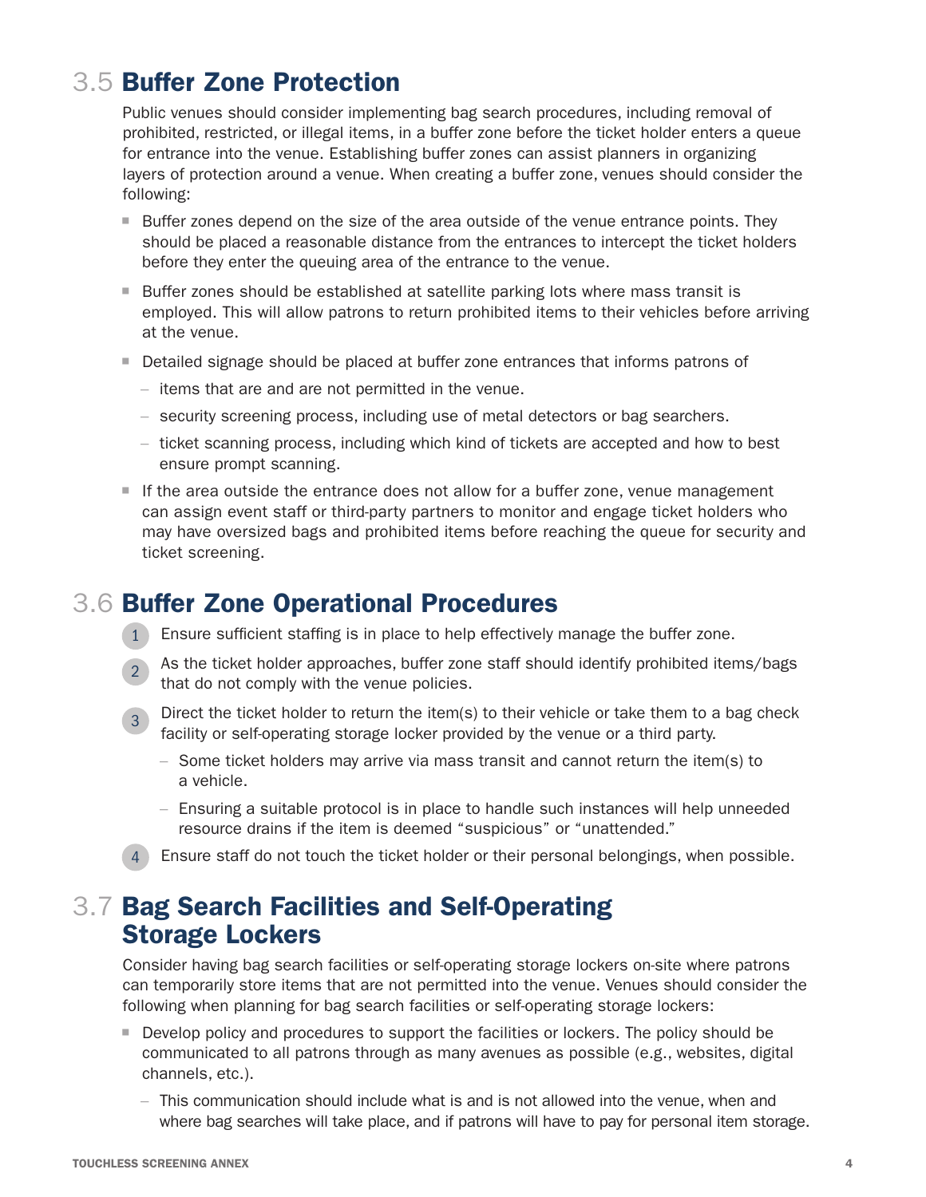## 3.5 Buffer Zone Protection

Public venues should consider implementing bag search procedures, including removal of prohibited, restricted, or illegal items, in a buffer zone before the ticket holder enters a queue for entrance into the venue. Establishing buffer zones can assist planners in organizing layers of protection around a venue. When creating a buffer zone, venues should consider the following:

- Buffer zones depend on the size of the area outside of the venue entrance points. They should be placed a reasonable distance from the entrances to intercept the ticket holders before they enter the queuing area of the entrance to the venue.
- Buffer zones should be established at satellite parking lots where mass transit is employed. This will allow patrons to return prohibited items to their vehicles before arriving at the venue.
- Detailed signage should be placed at buffer zone entrances that informs patrons of
  - items that are and are not permitted in the venue.
  - security screening process, including use of metal detectors or bag searchers.
  - ticket scanning process, including which kind of tickets are accepted and how to best ensure prompt scanning.
- If the area outside the entrance does not allow for a buffer zone, venue management can assign event staff or third-party partners to monitor and engage ticket holders who may have oversized bags and prohibited items before reaching the queue for security and ticket screening.

## 3.6 Buffer Zone Operational Procedures

1. Ensure sufficient staffing is in place to help effectively manage the buffer zone.
2. As the ticket holder approaches, buffer zone staff should identify prohibited items/bags that do not comply with the venue policies.
3. Direct the ticket holder to return the item(s) to their vehicle or take them to a bag check facility or self-operating storage locker provided by the venue or a third party.
   - Some ticket holders may arrive via mass transit and cannot return the item(s) to a vehicle.
   - Ensuring a suitable protocol is in place to handle such instances will help unneeded resource drains if the item is deemed "suspicious" or "unattended."
4. Ensure staff do not touch the ticket holder or their personal belongings, when possible.

## 3.7 Bag Search Facilities and Self-Operating Storage Lockers

Consider having bag search facilities or self-operating storage lockers on-site where patrons can temporarily store items that are not permitted into the venue. Venues should consider the following when planning for bag search facilities or self-operating storage lockers:

- Develop policy and procedures to support the facilities or lockers. The policy should be communicated to all patrons through as many avenues as possible (e.g., websites, digital channels, etc.).
  - This communication should include what is and is not allowed into the venue, when and where bag searches will take place, and if patrons will have to pay for personal item storage.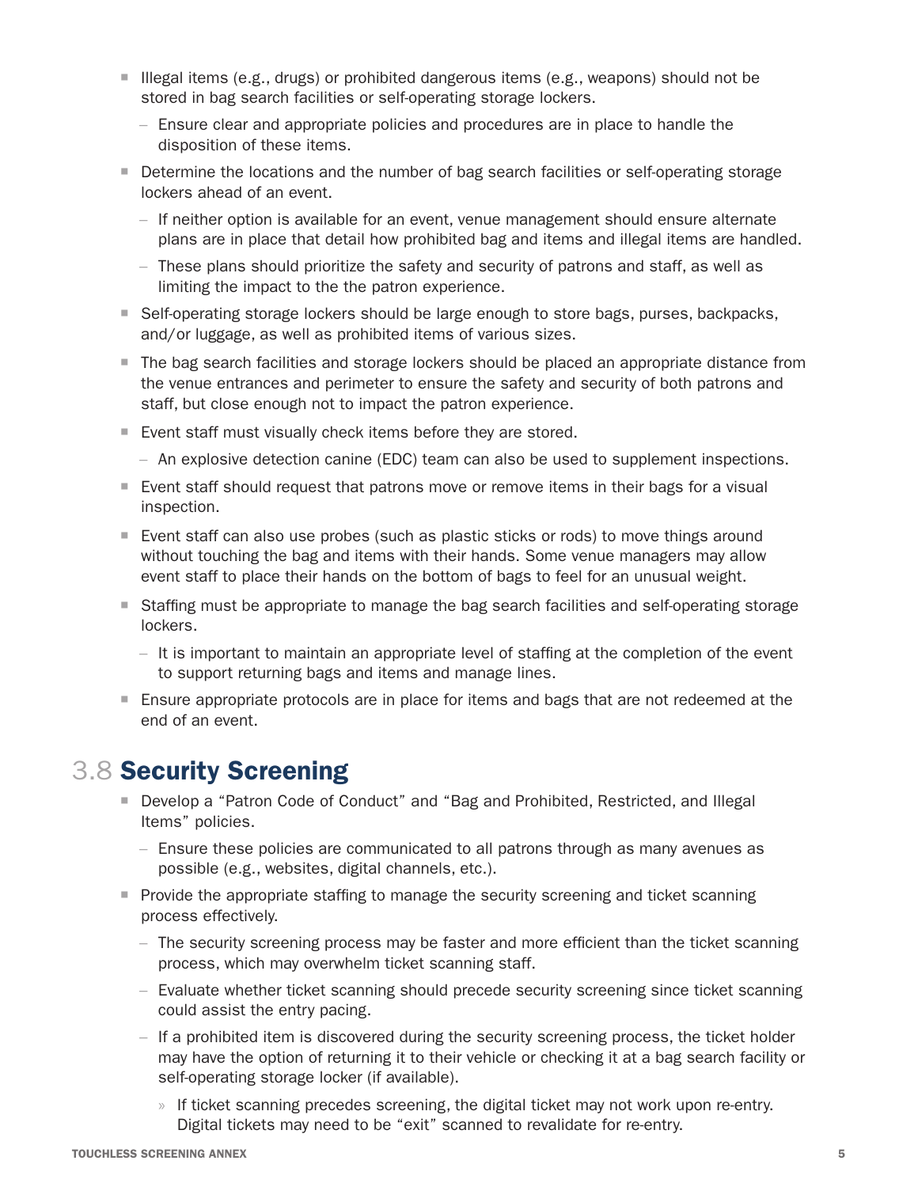- Illegal items (e.g., drugs) or prohibited dangerous items (e.g., weapons) should not be stored in bag search facilities or self-operating storage lockers.
  - Ensure clear and appropriate policies and procedures are in place to handle the disposition of these items.
- Determine the locations and the number of bag search facilities or self-operating storage lockers ahead of an event.
  - If neither option is available for an event, venue management should ensure alternate plans are in place that detail how prohibited bag and items and illegal items are handled.
  - These plans should prioritize the safety and security of patrons and staff, as well as limiting the impact to the the patron experience.
- Self-operating storage lockers should be large enough to store bags, purses, backpacks, and/or luggage, as well as prohibited items of various sizes.
- The bag search facilities and storage lockers should be placed an appropriate distance from the venue entrances and perimeter to ensure the safety and security of both patrons and staff, but close enough not to impact the patron experience.
- Event staff must visually check items before they are stored.
  - An explosive detection canine (EDC) team can also be used to supplement inspections.
- Event staff should request that patrons move or remove items in their bags for a visual inspection.
- Event staff can also use probes (such as plastic sticks or rods) to move things around without touching the bag and items with their hands. Some venue managers may allow event staff to place their hands on the bottom of bags to feel for an unusual weight.
- Staffing must be appropriate to manage the bag search facilities and self-operating storage lockers.
  - It is important to maintain an appropriate level of staffing at the completion of the event to support returning bags and items and manage lines.
- Ensure appropriate protocols are in place for items and bags that are not redeemed at the end of an event.

## 3.8 Security Screening

- Develop a "Patron Code of Conduct" and "Bag and Prohibited, Restricted, and Illegal Items" policies.
  - Ensure these policies are communicated to all patrons through as many avenues as possible (e.g., websites, digital channels, etc.).
- Provide the appropriate staffing to manage the security screening and ticket scanning process effectively.
  - The security screening process may be faster and more efficient than the ticket scanning process, which may overwhelm ticket scanning staff.
  - Evaluate whether ticket scanning should precede security screening since ticket scanning could assist the entry pacing.
  - If a prohibited item is discovered during the security screening process, the ticket holder may have the option of returning it to their vehicle or checking it at a bag search facility or self-operating storage locker (if available).
    - If ticket scanning precedes screening, the digital ticket may not work upon re-entry. Digital tickets may need to be "exit" scanned to revalidate for re-entry.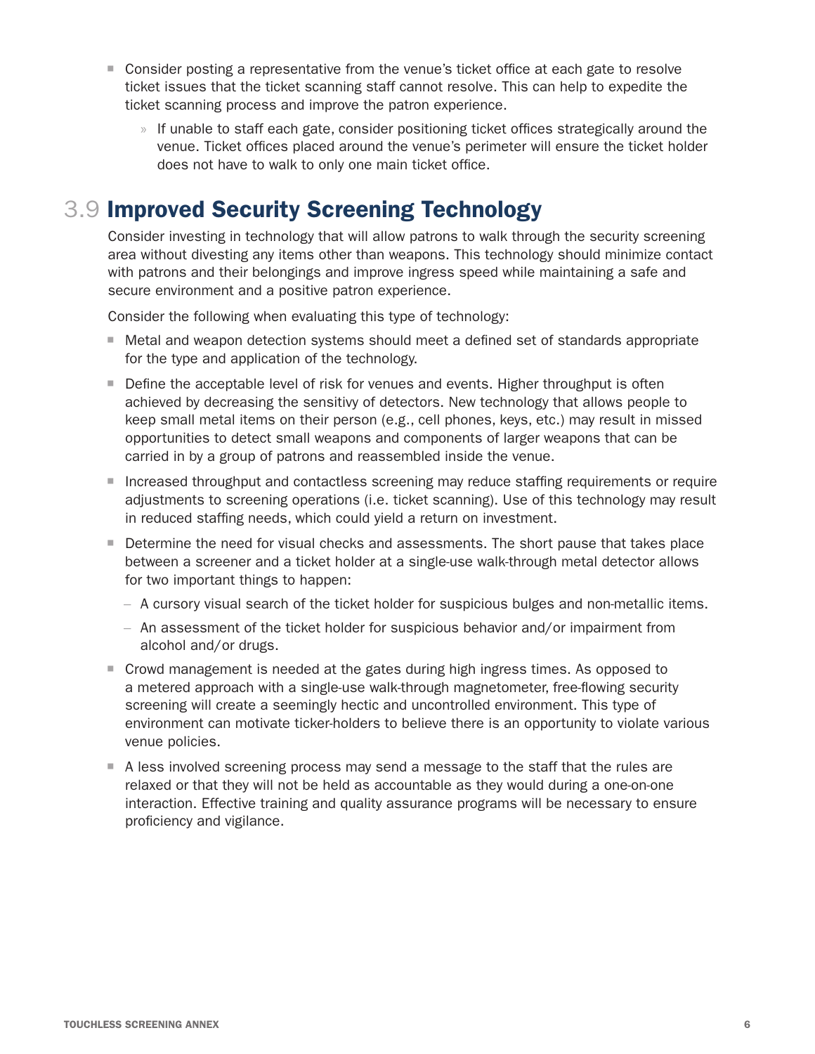- Consider posting a representative from the venue's ticket office at each gate to resolve ticket issues that the ticket scanning staff cannot resolve. This can help to expedite the ticket scanning process and improve the patron experience.
  - If unable to staff each gate, consider positioning ticket offices strategically around the venue. Ticket offices placed around the venue's perimeter will ensure the ticket holder does not have to walk to only one main ticket office.

## 3.9 Improved Security Screening Technology

Consider investing in technology that will allow patrons to walk through the security screening area without divesting any items other than weapons. This technology should minimize contact with patrons and their belongings and improve ingress speed while maintaining a safe and secure environment and a positive patron experience.

Consider the following when evaluating this type of technology:

- Metal and weapon detection systems should meet a defined set of standards appropriate for the type and application of the technology.
- Define the acceptable level of risk for venues and events. Higher throughput is often achieved by decreasing the sensitivy of detectors. New technology that allows people to keep small metal items on their person (e.g., cell phones, keys, etc.) may result in missed opportunities to detect small weapons and components of larger weapons that can be carried in by a group of patrons and reassembled inside the venue.
- Increased throughput and contactless screening may reduce staffing requirements or require adjustments to screening operations (i.e. ticket scanning). Use of this technology may result in reduced staffing needs, which could yield a return on investment.
- Determine the need for visual checks and assessments. The short pause that takes place between a screener and a ticket holder at a single-use walk-through metal detector allows for two important things to happen:
  - A cursory visual search of the ticket holder for suspicious bulges and non-metallic items.
  - An assessment of the ticket holder for suspicious behavior and/or impairment from alcohol and/or drugs.
- Crowd management is needed at the gates during high ingress times. As opposed to a metered approach with a single-use walk-through magnetometer, free-flowing security screening will create a seemingly hectic and uncontrolled environment. This type of environment can motivate ticker-holders to believe there is an opportunity to violate various venue policies.
- A less involved screening process may send a message to the staff that the rules are relaxed or that they will not be held as accountable as they would during a one-on-one interaction. Effective training and quality assurance programs will be necessary to ensure proficiency and vigilance.